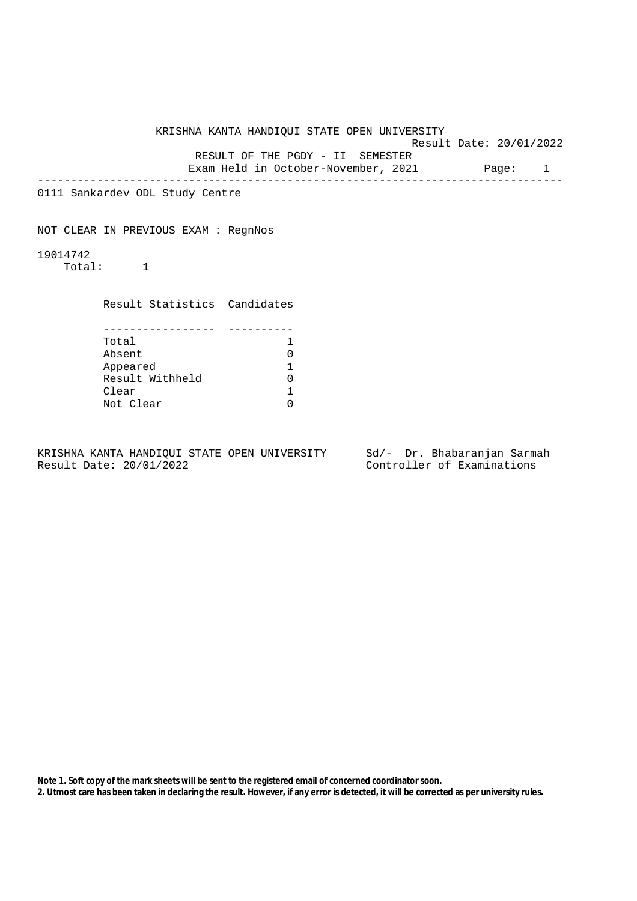# KRISHNA KANTA HANDIQUI STATE OPEN UNIVERSITY

Result Date: 20/01/2022

## RESULT OF THE PGDY - II SEMESTER

Exam Held in October-November, 2021

---

0111 Sankardev ODL Study Centre

NOT CLEAR IN PREVIOUS EXAM : RegnNos

19014742

Total: 1

| Result Statistics | Candidates |
|---|---|
| Total | 1 |
| Absent | 0 |
| Appeared | 1 |
| Result Withheld | 0 |
| Clear | 1 |
| Not Clear | 0 |

KRISHNA KANTA HANDIQUI STATE OPEN UNIVERSITY
Result Date: 20/01/2022

Sd/- Dr. Bhabaranjan Sarmah
Controller of Examinations

**Note 1. Soft copy of the mark sheets will be sent to the registered email of concerned coordinator soon.**
**2. Utmost care has been taken in declaring the result. However, if any error is detected, it will be corrected as per university rules.**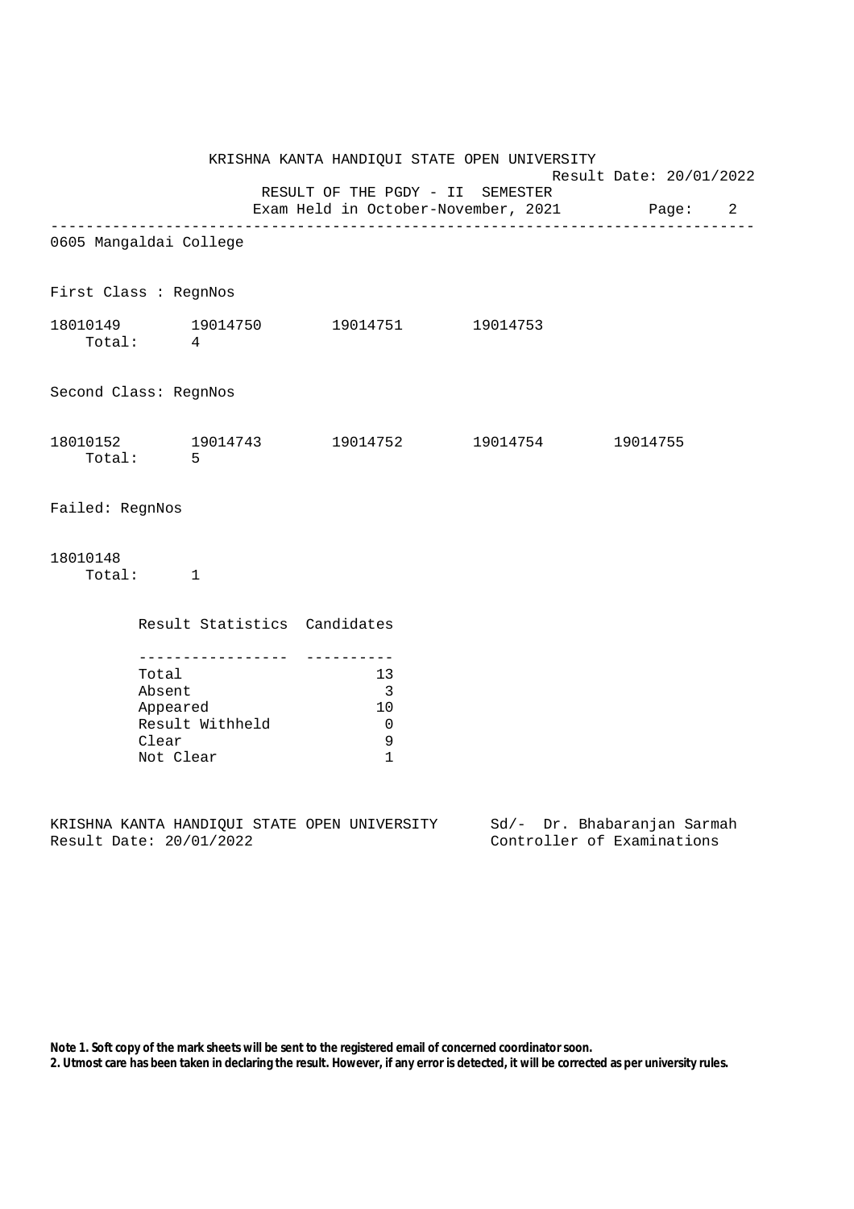KRISHNA KANTA HANDIQUI STATE OPEN UNIVERSITY

Result Date: 20/01/2022

RESULT OF THE PGDY - II SEMESTER

Exam Held in October-November, 2021

---

## 0605 Mangaldai College

First Class : RegnNos

18010149 19014750 19014751 19014753

Total: 4

Second Class: RegnNos

18010152 19014743 19014752 19014754 19014755

Total: 5

Failed: RegnNos

18010148

Total: 1

| Result Statistics | Candidates |
|---|---|
| Total | 13 |
| Absent | 3 |
| Appeared | 10 |
| Result Withheld | 0 |
| Clear | 9 |
| Not Clear | 1 |

KRISHNA KANTA HANDIQUI STATE OPEN UNIVERSITY
Result Date: 20/01/2022

Sd/- Dr. Bhabaranjan Sarmah
Controller of Examinations

**Note 1. Soft copy of the mark sheets will be sent to the registered email of concerned coordinator soon.**
**2. Utmost care has been taken in declaring the result. However, if any error is detected, it will be corrected as per university rules.**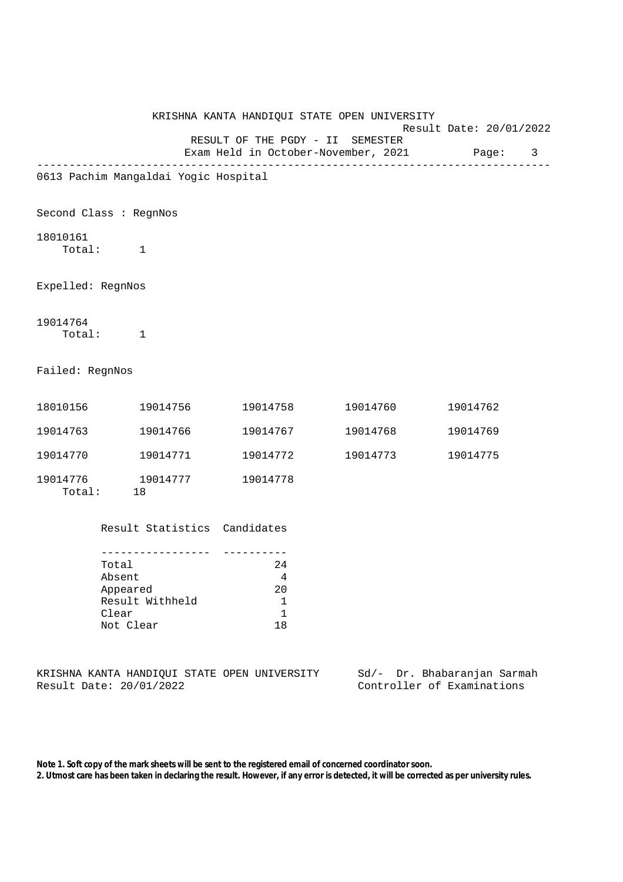KRISHNA KANTA HANDIQUI STATE OPEN UNIVERSITY

Result Date: 20/01/2022

RESULT OF THE PGDY - II SEMESTER

Exam Held in October-November, 2021

---

0613 Pachim Mangaldai Yogic Hospital

Second Class : RegnNos

18010161

Total: 1

Expelled: RegnNos

19014764

Total: 1

Failed: RegnNos

| | | | | |
|---|---|---|---|---|
| 18010156 | 19014756 | 19014758 | 19014760 | 19014762 |
| 19014763 | 19014766 | 19014767 | 19014768 | 19014769 |
| 19014770 | 19014771 | 19014772 | 19014773 | 19014775 |
| 19014776 | 19014777 | 19014778 | | |

Total: 18

| Result Statistics | Candidates |
|---|---|
| Total | 24 |
| Absent | 4 |
| Appeared | 20 |
| Result Withheld | 1 |
| Clear | 1 |
| Not Clear | 18 |

KRISHNA KANTA HANDIQUI STATE OPEN UNIVERSITY
Result Date: 20/01/2022

Sd/- Dr. Bhabaranjan Sarmah
Controller of Examinations

**Note 1. Soft copy of the mark sheets will be sent to the registered email of concerned coordinator soon.**
**2. Utmost care has been taken in declaring the result. However, if any error is detected, it will be corrected as per university rules.**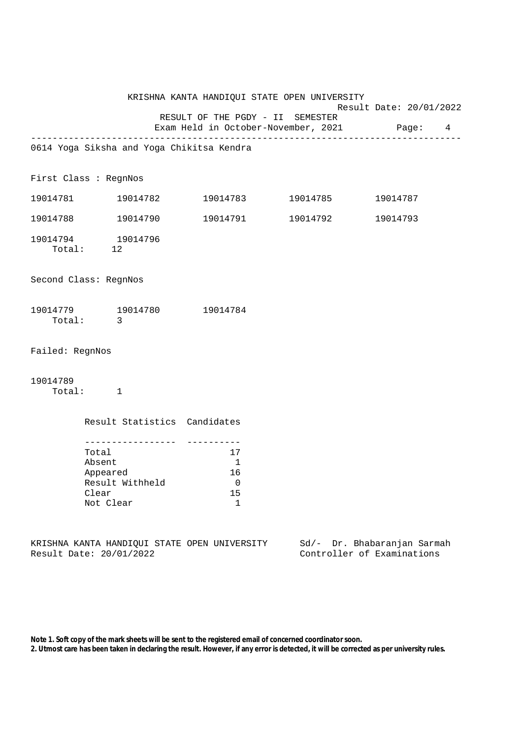KRISHNA KANTA HANDIQUI STATE OPEN UNIVERSITY

Result Date: 20/01/2022

RESULT OF THE PGDY - II SEMESTER

Exam Held in October-November, 2021

---

0614 Yoga Siksha and Yoga Chikitsa Kendra

First Class : RegnNos

19014781 19014782 19014783 19014785 19014787

19014788 19014790 19014791 19014792 19014793

19014794 19014796

Total: 12

Second Class: RegnNos

19014779 19014780 19014784

Total: 3

Failed: RegnNos

19014789

Total: 1

| Result Statistics | Candidates |
|---|---|
| Total | 17 |
| Absent | 1 |
| Appeared | 16 |
| Result Withheld | 0 |
| Clear | 15 |
| Not Clear | 1 |

KRISHNA KANTA HANDIQUI STATE OPEN UNIVERSITY
Result Date: 20/01/2022

Sd/- Dr. Bhabaranjan Sarmah
Controller of Examinations

**Note 1. Soft copy of the mark sheets will be sent to the registered email of concerned coordinator soon.**
**2. Utmost care has been taken in declaring the result. However, if any error is detected, it will be corrected as per university rules.**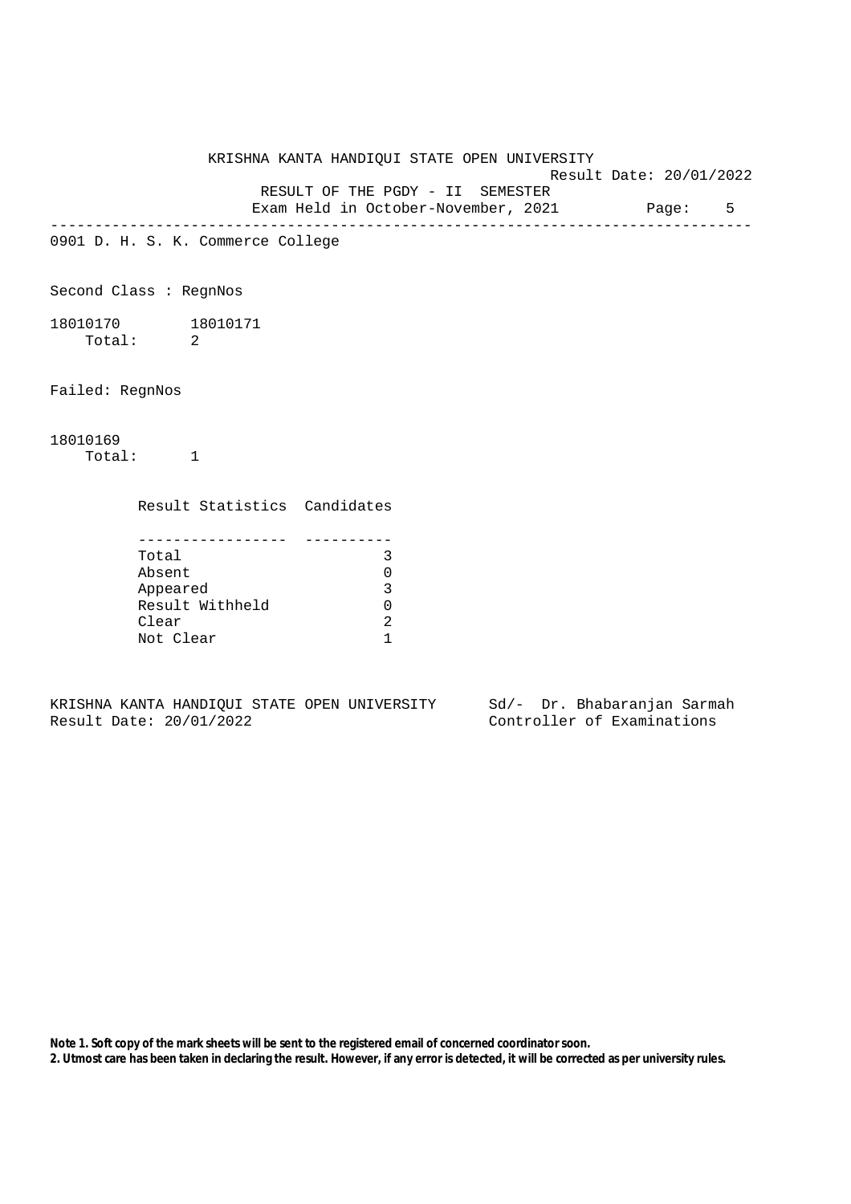KRISHNA KANTA HANDIQUI STATE OPEN UNIVERSITY

Result Date: 20/01/2022

RESULT OF THE PGDY - II SEMESTER

Exam Held in October-November, 2021

---

0901 D. H. S. K. Commerce College

Second Class : RegnNos

18010170 18010171

Total: 2

Failed: RegnNos

18010169

Total: 1

| Result Statistics | Candidates |
|---|---|
| Total | 3 |
| Absent | 0 |
| Appeared | 3 |
| Result Withheld | 0 |
| Clear | 2 |
| Not Clear | 1 |

KRISHNA KANTA HANDIQUI STATE OPEN UNIVERSITY
Result Date: 20/01/2022

Sd/- Dr. Bhabaranjan Sarmah
Controller of Examinations

**Note 1. Soft copy of the mark sheets will be sent to the registered email of concerned coordinator soon.**
**2. Utmost care has been taken in declaring the result. However, if any error is detected, it will be corrected as per university rules.**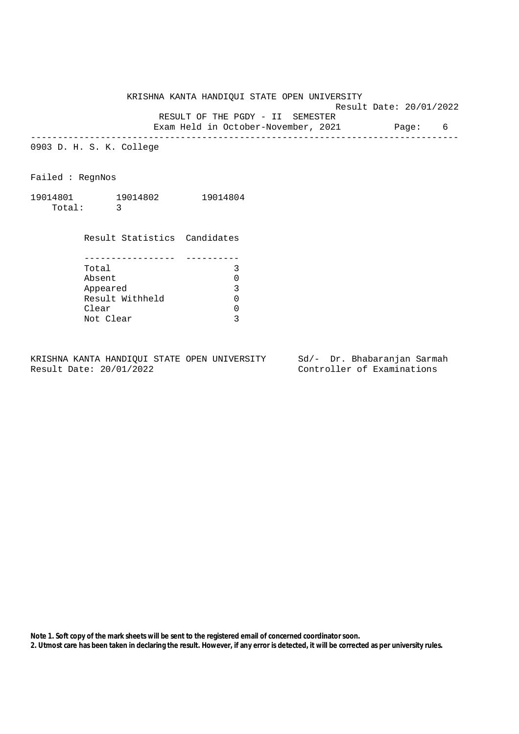KRISHNA KANTA HANDIQUI STATE OPEN UNIVERSITY

Result Date: 20/01/2022

RESULT OF THE PGDY - II SEMESTER

Exam Held in October-November, 2021

---

0903 D. H. S. K. College

Failed : RegnNos

19014801 19014802 19014804

Total: 3

| Result Statistics | Candidates |
|---|---|
| Total | 3 |
| Absent | 0 |
| Appeared | 3 |
| Result Withheld | 0 |
| Clear | 0 |
| Not Clear | 3 |

KRISHNA KANTA HANDIQUI STATE OPEN UNIVERSITY
Result Date: 20/01/2022

Sd/- Dr. Bhabaranjan Sarmah
Controller of Examinations

**Note 1. Soft copy of the mark sheets will be sent to the registered email of concerned coordinator soon.**
**2. Utmost care has been taken in declaring the result. However, if any error is detected, it will be corrected as per university rules.**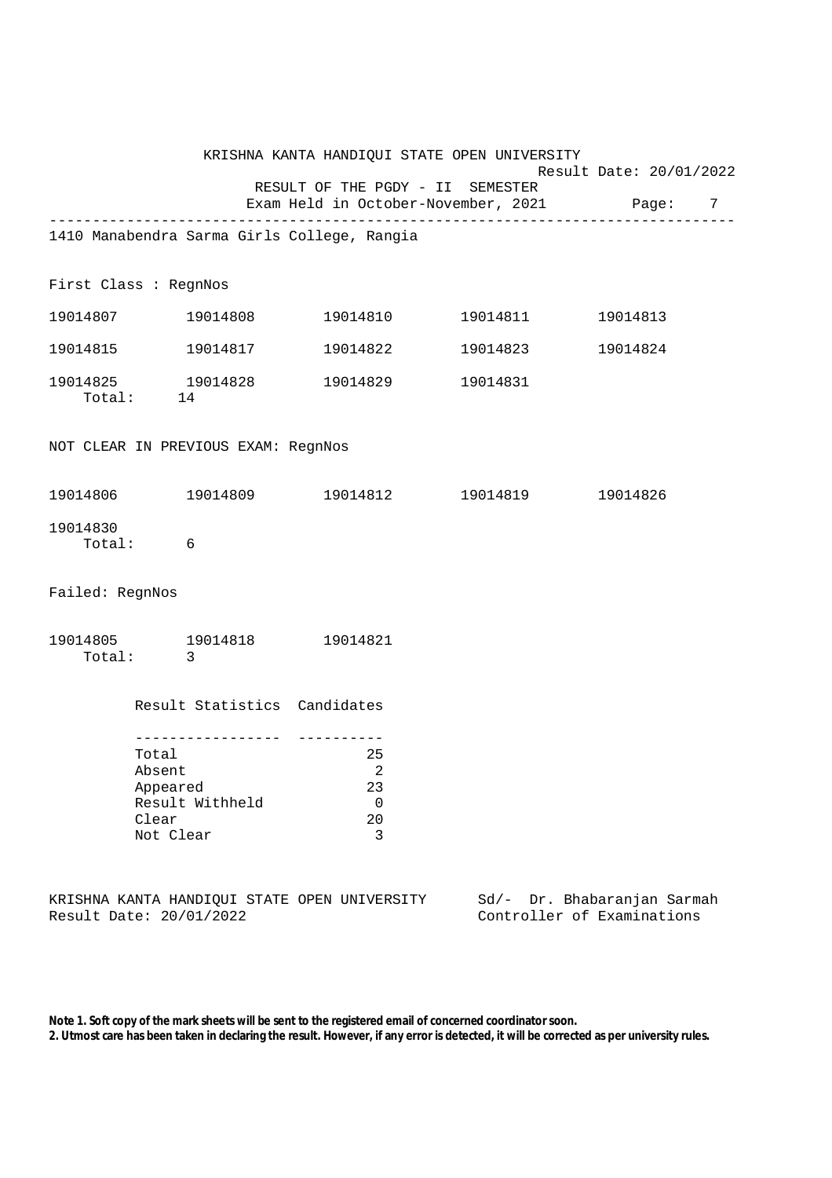KRISHNA KANTA HANDIQUI STATE OPEN UNIVERSITY

Result Date: 20/01/2022

RESULT OF THE PGDY - II SEMESTER

Exam Held in October-November, 2021 Page: 7

---

## 1410 Manabendra Sarma Girls College, Rangia

First Class : RegnNos

19014807 19014808 19014810 19014811 19014813

19014815 19014817 19014822 19014823 19014824

19014825 19014828 19014829 19014831

Total: 14

NOT CLEAR IN PREVIOUS EXAM: RegnNos

19014806 19014809 19014812 19014819 19014826

19014830

Total: 6

Failed: RegnNos

19014805 19014818 19014821

Total: 3

| Result Statistics | Candidates |
|---|---|
| Total | 25 |
| Absent | 2 |
| Appeared | 23 |
| Result Withheld | 0 |
| Clear | 20 |
| Not Clear | 3 |

KRISHNA KANTA HANDIQUI STATE OPEN UNIVERSITY
Result Date: 20/01/2022

Sd/- Dr. Bhabaranjan Sarmah
Controller of Examinations

**Note 1. Soft copy of the mark sheets will be sent to the registered email of concerned coordinator soon.**
**2. Utmost care has been taken in declaring the result. However, if any error is detected, it will be corrected as per university rules.**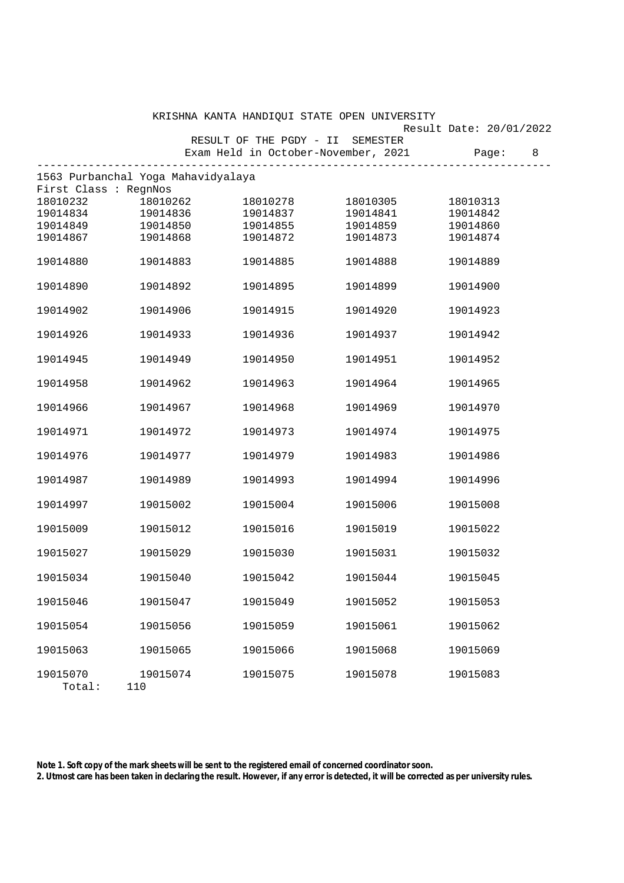KRISHNA KANTA HANDIQUI STATE OPEN UNIVERSITY

Result Date: 20/01/2022

RESULT OF THE PGDY - II SEMESTER

Exam Held in October-November, 2021

1563 Purbanchal Yoga Mahavidyalaya

First Class : RegnNos

| | | | | |
|---|---|---|---|---|
| 18010232 | 18010262 | 18010278 | 18010305 | 18010313 |
| 19014834 | 19014836 | 19014837 | 19014841 | 19014842 |
| 19014849 | 19014850 | 19014855 | 19014859 | 19014860 |
| 19014867 | 19014868 | 19014872 | 19014873 | 19014874 |
| 19014880 | 19014883 | 19014885 | 19014888 | 19014889 |
| 19014890 | 19014892 | 19014895 | 19014899 | 19014900 |
| 19014902 | 19014906 | 19014915 | 19014920 | 19014923 |
| 19014926 | 19014933 | 19014936 | 19014937 | 19014942 |
| 19014945 | 19014949 | 19014950 | 19014951 | 19014952 |
| 19014958 | 19014962 | 19014963 | 19014964 | 19014965 |
| 19014966 | 19014967 | 19014968 | 19014969 | 19014970 |
| 19014971 | 19014972 | 19014973 | 19014974 | 19014975 |
| 19014976 | 19014977 | 19014979 | 19014983 | 19014986 |
| 19014987 | 19014989 | 19014993 | 19014994 | 19014996 |
| 19014997 | 19015002 | 19015004 | 19015006 | 19015008 |
| 19015009 | 19015012 | 19015016 | 19015019 | 19015022 |
| 19015027 | 19015029 | 19015030 | 19015031 | 19015032 |
| 19015034 | 19015040 | 19015042 | 19015044 | 19015045 |
| 19015046 | 19015047 | 19015049 | 19015052 | 19015053 |
| 19015054 | 19015056 | 19015059 | 19015061 | 19015062 |
| 19015063 | 19015065 | 19015066 | 19015068 | 19015069 |
| 19015070 | 19015074 | 19015075 | 19015078 | 19015083 |

Total: 110

**Note 1. Soft copy of the mark sheets will be sent to the registered email of concerned coordinator soon.**

**2. Utmost care has been taken in declaring the result. However, if any error is detected, it will be corrected as per university rules.**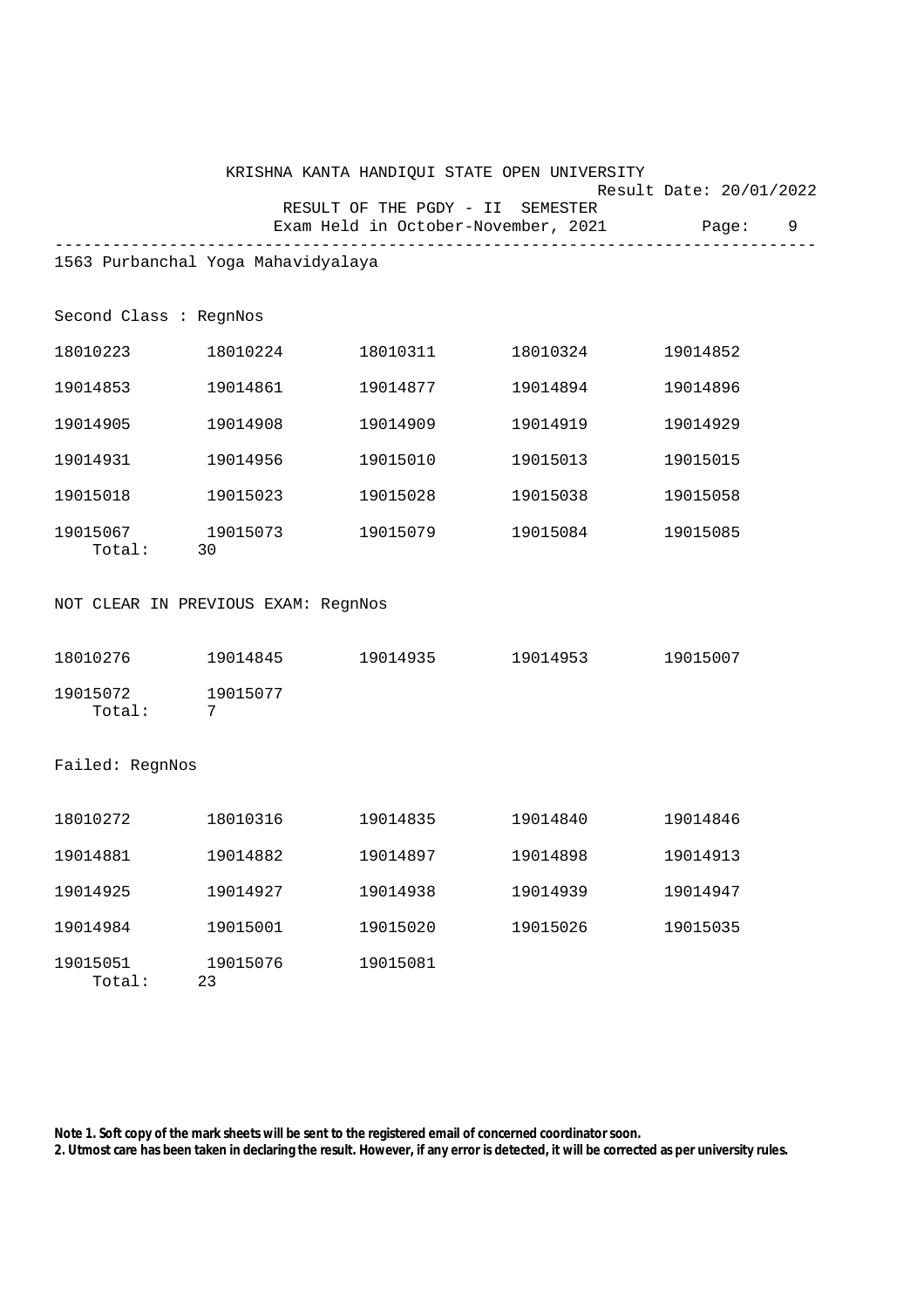KRISHNA KANTA HANDIQUI STATE OPEN UNIVERSITY

Result Date: 20/01/2022

RESULT OF THE PGDY - II SEMESTER

Exam Held in October-November, 2021 Page: 9

---

1563 Purbanchal Yoga Mahavidyalaya

Second Class : RegnNos

| | | | | |
|---|---|---|---|---|
| 18010223 | 18010224 | 18010311 | 18010324 | 19014852 |
| 19014853 | 19014861 | 19014877 | 19014894 | 19014896 |
| 19014905 | 19014908 | 19014909 | 19014919 | 19014929 |
| 19014931 | 19014956 | 19015010 | 19015013 | 19015015 |
| 19015018 | 19015023 | 19015028 | 19015038 | 19015058 |
| 19015067 | 19015073 | 19015079 | 19015084 | 19015085 |

Total: 30

NOT CLEAR IN PREVIOUS EXAM: RegnNos

| | | | | |
|---|---|---|---|---|
| 18010276 | 19014845 | 19014935 | 19014953 | 19015007 |
| 19015072 | 19015077 | | | |

Total: 7

Failed: RegnNos

| | | | | |
|---|---|---|---|---|
| 18010272 | 18010316 | 19014835 | 19014840 | 19014846 |
| 19014881 | 19014882 | 19014897 | 19014898 | 19014913 |
| 19014925 | 19014927 | 19014938 | 19014939 | 19014947 |
| 19014984 | 19015001 | 19015020 | 19015026 | 19015035 |
| 19015051 | 19015076 | 19015081 | | |

Total: 23

**Note 1. Soft copy of the mark sheets will be sent to the registered email of concerned coordinator soon.**
**2. Utmost care has been taken in declaring the result. However, if any error is detected, it will be corrected as per university rules.**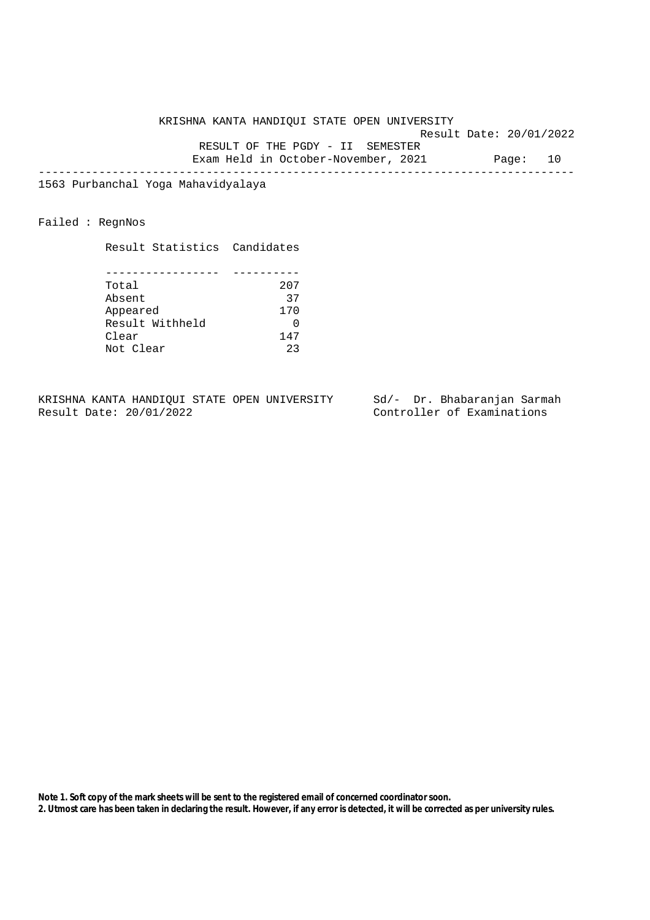KRISHNA KANTA HANDIQUI STATE OPEN UNIVERSITY

Result Date: 20/01/2022

RESULT OF THE PGDY - II SEMESTER

Exam Held in October-November, 2021 Page: 10

---

1563 Purbanchal Yoga Mahavidyalaya

Failed : RegnNos

| Result Statistics | Candidates |
|---|---|
| Total | 207 |
| Absent | 37 |
| Appeared | 170 |
| Result Withheld | 0 |
| Clear | 147 |
| Not Clear | 23 |

KRISHNA KANTA HANDIQUI STATE OPEN UNIVERSITY Sd/- Dr. Bhabaranjan Sarmah
Result Date: 20/01/2022 Controller of Examinations

**Note 1. Soft copy of the mark sheets will be sent to the registered email of concerned coordinator soon.**
**2. Utmost care has been taken in declaring the result. However, if any error is detected, it will be corrected as per university rules.**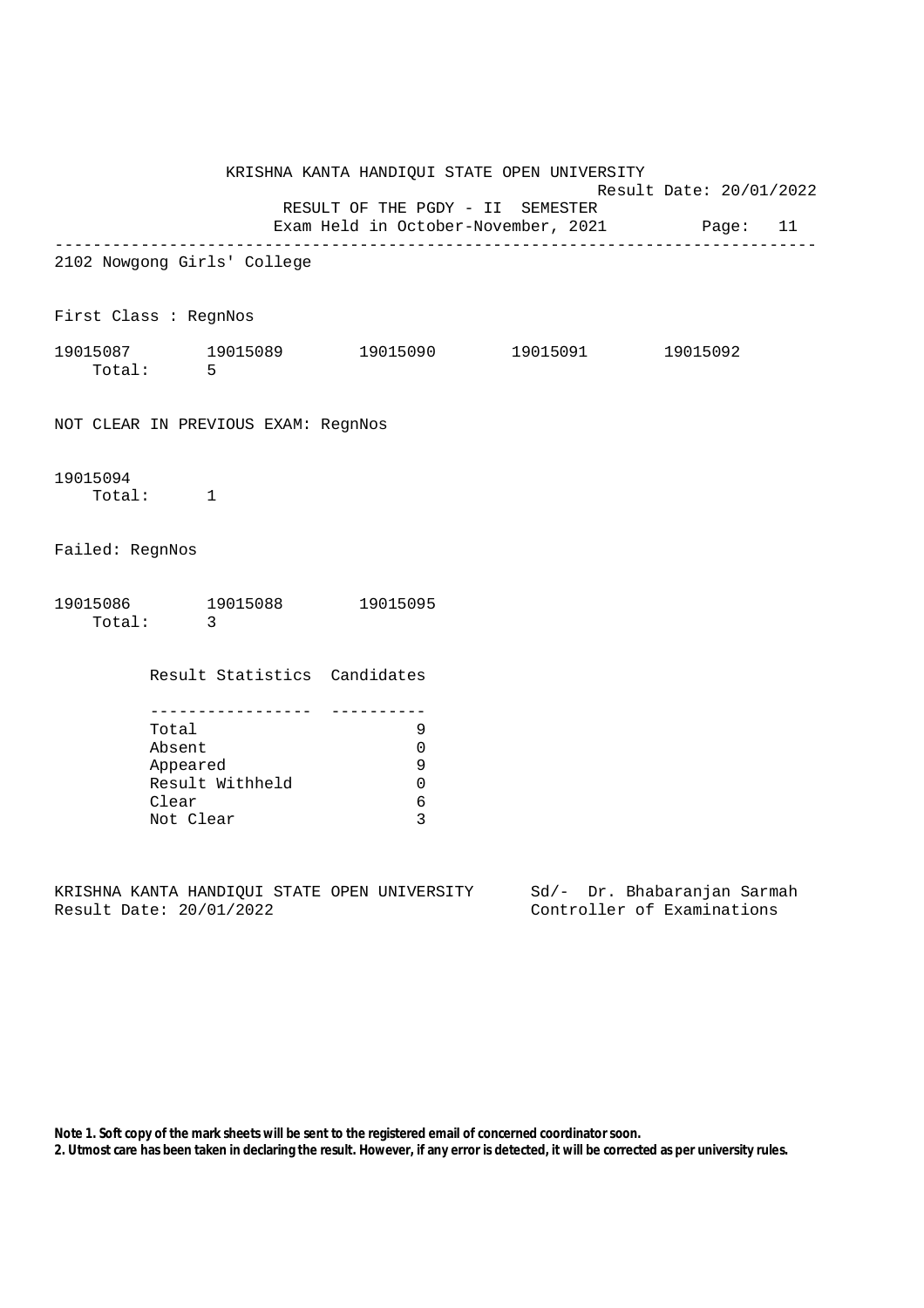KRISHNA KANTA HANDIQUI STATE OPEN UNIVERSITY

Result Date: 20/01/2022

RESULT OF THE PGDY - II SEMESTER

Exam Held in October-November, 2021

---

2102 Nowgong Girls' College

First Class : RegnNos

19015087 19015089 19015090 19015091 19015092

Total: 5

NOT CLEAR IN PREVIOUS EXAM: RegnNos

19015094

Total: 1

Failed: RegnNos

19015086 19015088 19015095

Total: 3

| Result Statistics | Candidates |
|---|---|
| Total | 9 |
| Absent | 0 |
| Appeared | 9 |
| Result Withheld | 0 |
| Clear | 6 |
| Not Clear | 3 |

KRISHNA KANTA HANDIQUI STATE OPEN UNIVERSITY
Result Date: 20/01/2022

Sd/- Dr. Bhabaranjan Sarmah
Controller of Examinations

**Note 1. Soft copy of the mark sheets will be sent to the registered email of concerned coordinator soon.**
**2. Utmost care has been taken in declaring the result. However, if any error is detected, it will be corrected as per university rules.**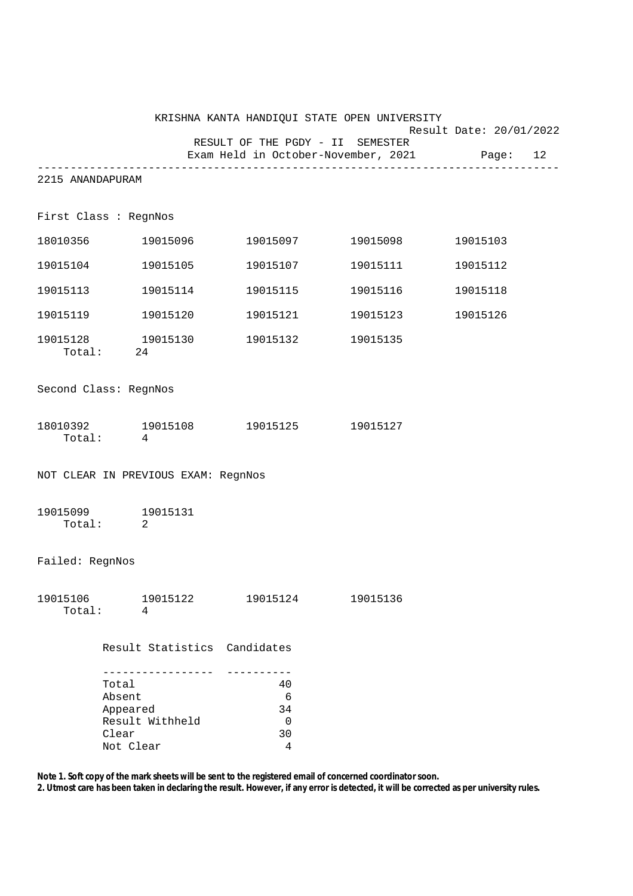KRISHNA KANTA HANDIQUI STATE OPEN UNIVERSITY

Result Date: 20/01/2022

RESULT OF THE PGDY - II SEMESTER

Exam Held in October-November, 2021

---

## 2215 ANANDAPURAM

### First Class : RegnNos

| | | | | |
|---|---|---|---|---|
| 18010356 | 19015096 | 19015097 | 19015098 | 19015103 |
| 19015104 | 19015105 | 19015107 | 19015111 | 19015112 |
| 19015113 | 19015114 | 19015115 | 19015116 | 19015118 |
| 19015119 | 19015120 | 19015121 | 19015123 | 19015126 |
| 19015128 | 19015130 | 19015132 | 19015135 | |

Total: 24

### Second Class: RegnNos

| | | | |
|---|---|---|---|
| 18010392 | 19015108 | 19015125 | 19015127 |

Total: 4

### NOT CLEAR IN PREVIOUS EXAM: RegnNos

| | |
|---|---|
| 19015099 | 19015131 |

Total: 2

### Failed: RegnNos

| | | | |
|---|---|---|---|
| 19015106 | 19015122 | 19015124 | 19015136 |

Total: 4

| Result Statistics | Candidates |
|---|---|
| Total | 40 |
| Absent | 6 |
| Appeared | 34 |
| Result Withheld | 0 |
| Clear | 30 |
| Not Clear | 4 |

**Note 1. Soft copy of the mark sheets will be sent to the registered email of concerned coordinator soon.**
**2. Utmost care has been taken in declaring the result. However, if any error is detected, it will be corrected as per university rules.**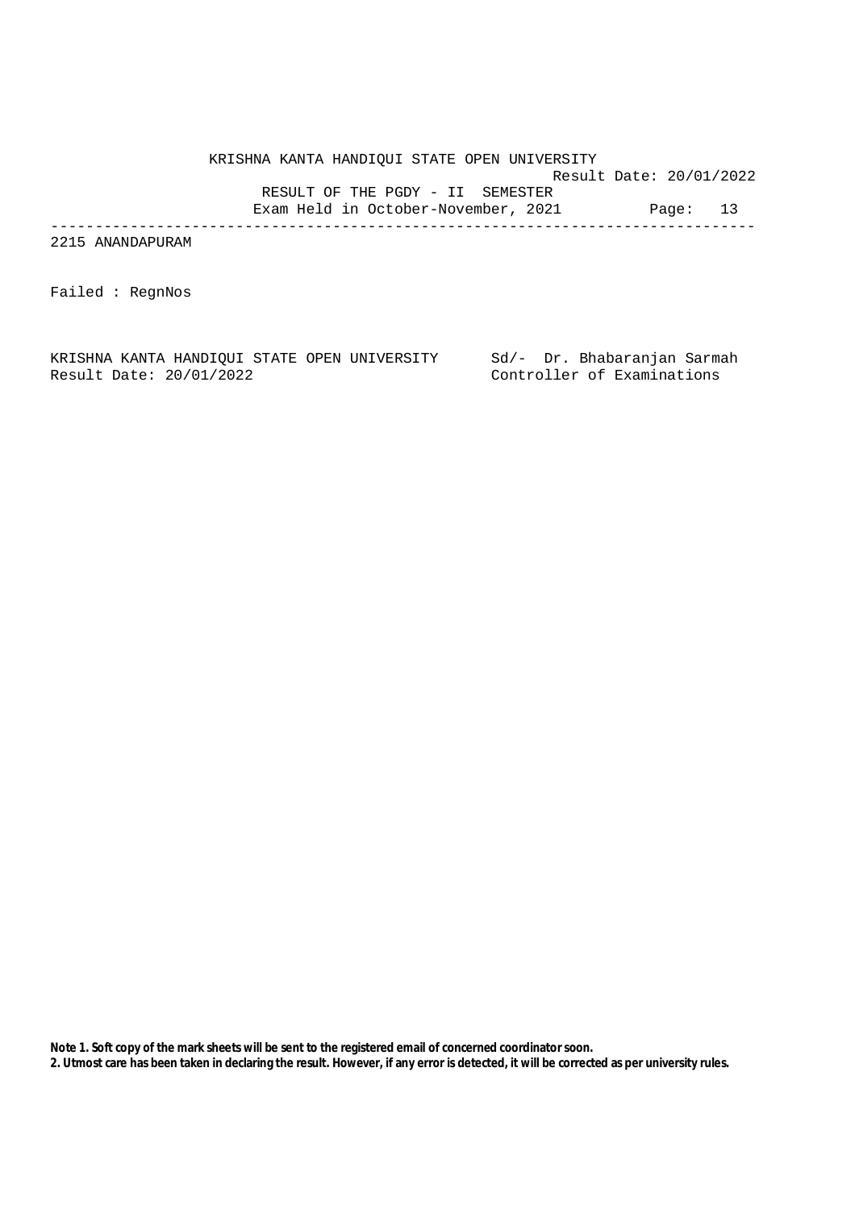KRISHNA KANTA HANDIQUI STATE OPEN UNIVERSITY

Result Date: 20/01/2022

RESULT OF THE PGDY - II SEMESTER

Exam Held in October-November, 2021

---

2215 ANANDAPURAM

Failed : RegnNos

KRISHNA KANTA HANDIQUI STATE OPEN UNIVERSITY
Result Date: 20/01/2022

Sd/- Dr. Bhabaranjan Sarmah
Controller of Examinations

**Note 1. Soft copy of the mark sheets will be sent to the registered email of concerned coordinator soon.**
**2. Utmost care has been taken in declaring the result. However, if any error is detected, it will be corrected as per university rules.**